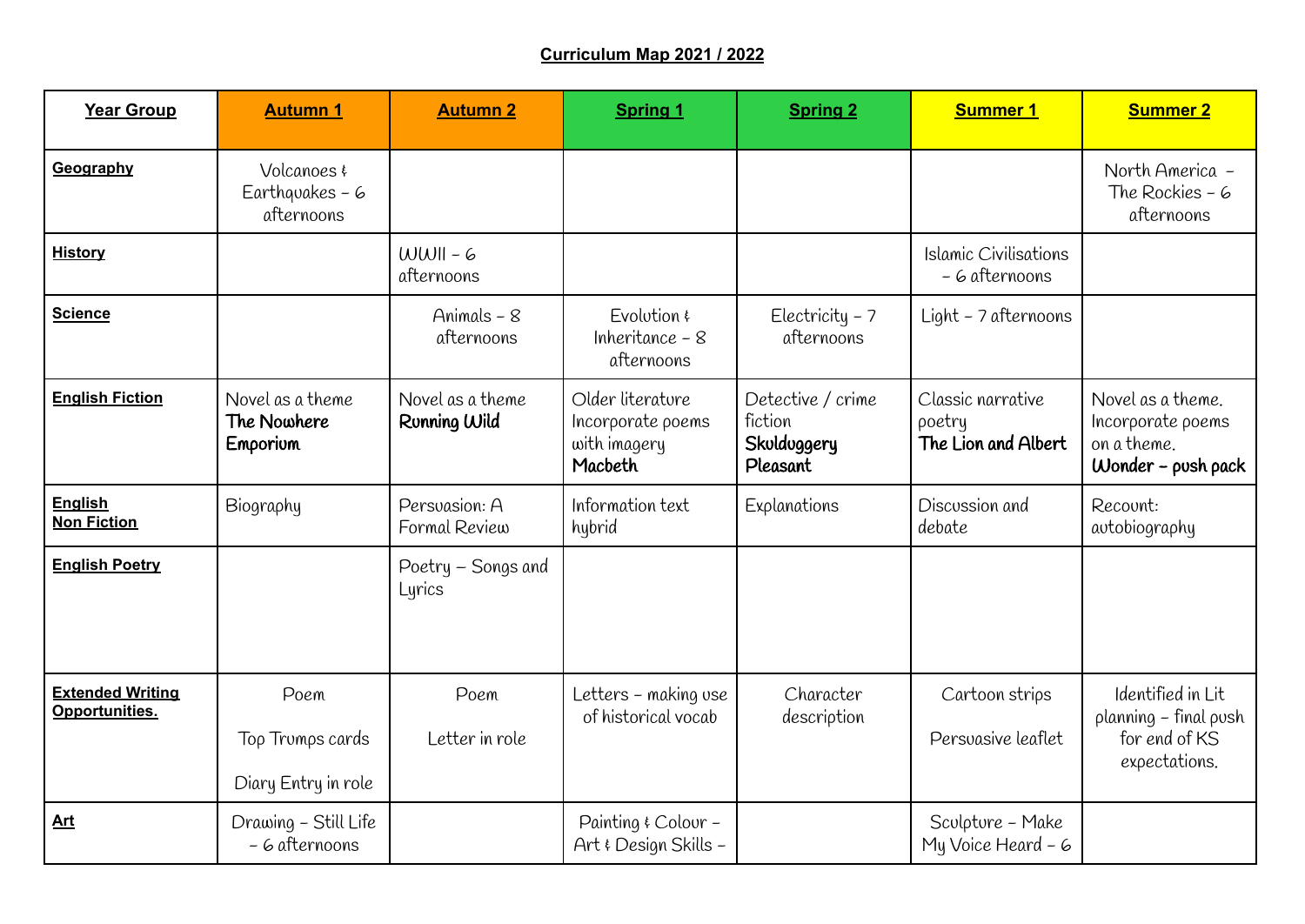**Curriculum Map 2021 / 2022**

| **Year Group** | **Autumn 1** | **Autumn 2** | **Spring 1** | **Spring 2** | **Summer 1** | **Summer 2** |
|---|---|---|---|---|---|---|
| **Geography** | Volcanoes & Earthquakes – 6 afternoons | | | | | North America – The Rockies – 6 afternoons |
| **History** | | WWII – 6 afternoons | | | Islamic Civilisations – 6 afternoons | |
| **Science** | | Animals – 8 afternoons | Evolution & Inheritance – 8 afternoons | Electricity – 7 afternoons | Light – 7 afternoons | |
| **English Fiction** | Novel as a theme **The Nowhere Emporium** | Novel as a theme **Running Wild** | Older literature Incorporate poems with imagery **Macbeth** | Detective / crime fiction **Skulduggery Pleasant** | Classic narrative poetry **The Lion and Albert** | Novel as a theme. Incorporate poems on a theme. **Wonder – push pack** |
| **English Non Fiction** | Biography | Persuasion: A Formal Review | Information text hybrid | Explanations | Discussion and debate | Recount: autobiography |
| **English Poetry** | | Poetry – Songs and Lyrics | | | | |
| **Extended Writing Opportunities.** | Poem<br><br>Top Trumps cards<br><br>Diary Entry in role | Poem<br><br>Letter in role | Letters – making use of historical vocab | Character description | Cartoon strips<br><br>Persuasive leaflet | Identified in Lit planning – final push for end of KS expectations. |
| **Art** | Drawing – Still Life – 6 afternoons | | Painting & Colour – Art & Design Skills – | | Sculpture – Make My Voice Heard – 6 | |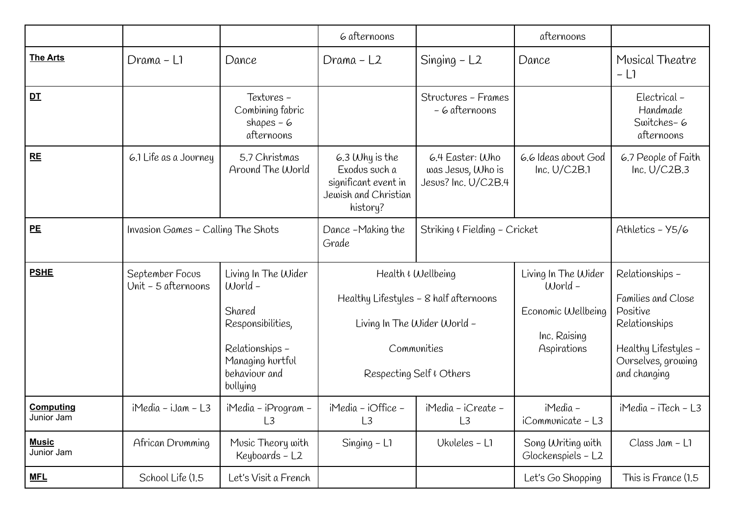| | | | | | | |
|---|---|---|---|---|---|---|
| | | | 6 afternoons | | afternoons | |
| **The Arts** | Drama – L1 | Dance | Drama – L2 | Singing – L2 | Dance | Musical Theatre – L1 |
| **DT** | | Textures – Combining fabric shapes – 6 afternoons | | Structures – Frames – 6 afternoons | | Electrical – Handmade Switches– 6 afternoons |
| **RE** | 6.1 Life as a Journey | 5.7 Christmas Around The World | 6.3 Why is the Exodus such a significant event in Jewish and Christian history? | 6.4 Easter: Who was Jesus, Who is Jesus? Inc. U/C2B.4 | 6.6 Ideas about God Inc. U/C2B.1 | 6.7 People of Faith Inc. U/C2B.3 |
| **PE** | Invasion Games – Calling The Shots | | Dance –Making the Grade | Striking & Fielding – Cricket | | Athletics – Y5/6 |
| **PSHE** | September Focus Unit – 5 afternoons | Living In The Wider World – Shared Responsibilities, Relationships – Managing hurtful behaviour and bullying | Health & Wellbeing Healthy Lifestyles – 8 half afternoons Living In The Wider World – Communities Respecting Self & Others | | Living In The Wider World – Economic Wellbeing Inc. Raising Aspirations | Relationships – Families and Close Positive Relationships Healthy Lifestyles – Ourselves, growing and changing |
| **Computing** Junior Jam | iMedia – iJam – L3 | iMedia – iProgram – L3 | iMedia – iOffice – L3 | iMedia – iCreate – L3 | iMedia – iCommunicate – L3 | iMedia – iTech – L3 |
| **Music** Junior Jam | African Drumming | Music Theory with Keyboards – L2 | Singing – L1 | Ukuleles – L1 | Song Writing with Glockenspiels – L2 | Class Jam – L1 |
| **MFL** | School Life (1.5 | Let's Visit a French | | | Let's Go Shopping | This is France (1.5 |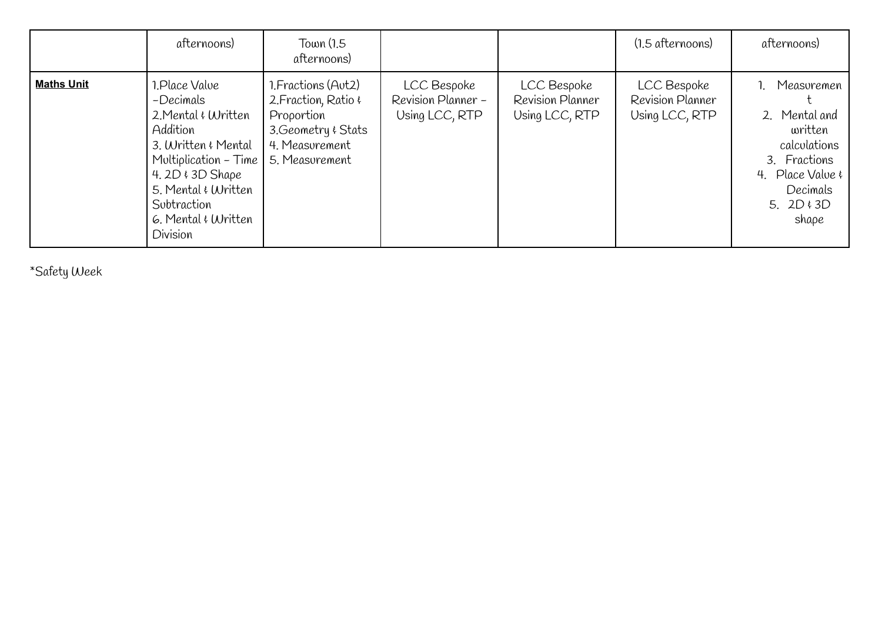| | | | | | | |
|---|---|---|---|---|---|---|
| | afternoons) | Town (1.5 afternoons) | | | (1.5 afternoons) | afternoons) |
| **Maths Unit** | 1.Place Value –Decimals<br>2.Mental & Written Addition<br>3. Written & Mental Multiplication – Time<br>4. 2D & 3D Shape<br>5. Mental & Written Subtraction<br>6. Mental & Written Division | 1.Fractions (Aut2)<br>2.Fraction, Ratio & Proportion<br>3.Geometry & Stats<br>4. Measurement<br>5. Measurement | LCC Bespoke Revision Planner – Using LCC, RTP | LCC Bespoke Revision Planner Using LCC, RTP | LCC Bespoke Revision Planner Using LCC, RTP | 1. Measurement<br>2. Mental and written calculations<br>3. Fractions<br>4. Place Value & Decimals<br>5. 2D & 3D shape |

*Safety Week